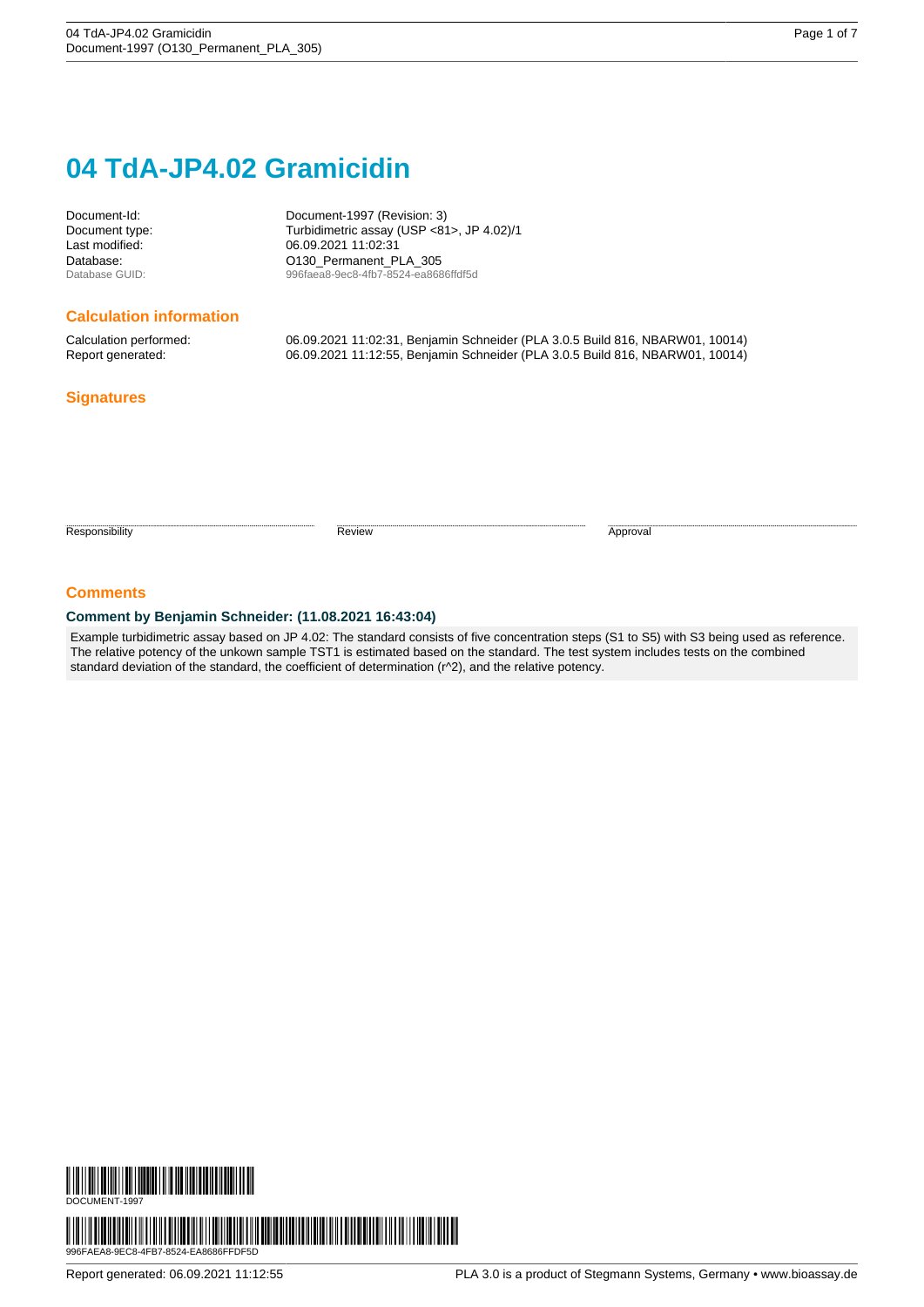# 04 TdA-JP4.02 Gramicidin

| | |
|---|---|
| Document-Id: | Document-1997 (Revision: 3) |
| Document type: | Turbidimetric assay (USP <81>, JP 4.02)/1 |
| Last modified: | 06.09.2021 11:02:31 |
| Database: | O130_Permanent_PLA_305 |
| Database GUID: | 996faea8-9ec8-4fb7-8524-ea8686ffdf5d |

## Calculation information

| | |
|---|---|
| Calculation performed: | 06.09.2021 11:02:31, Benjamin Schneider (PLA 3.0.5 Build 816, NBARW01, 10014) |
| Report generated: | 06.09.2021 11:12:55, Benjamin Schneider (PLA 3.0.5 Build 816, NBARW01, 10014) |

## Signatures

| Responsibility | Review | Approval |
|---|---|---|
| | | |

## Comments

### Comment by Benjamin Schneider: (11.08.2021 16:43:04)

Example turbidimetric assay based on JP 4.02: The standard consists of five concentration steps (S1 to S5) with S3 being used as reference. The relative potency of the unkown sample TST1 is estimated based on the standard. The test system includes tests on the combined standard deviation of the standard, the coefficient of determination (r^2), and the relative potency.

DOCUMENT-1997

996FAEA8-9EC8-4FB7-8524-EA8686FFDF5D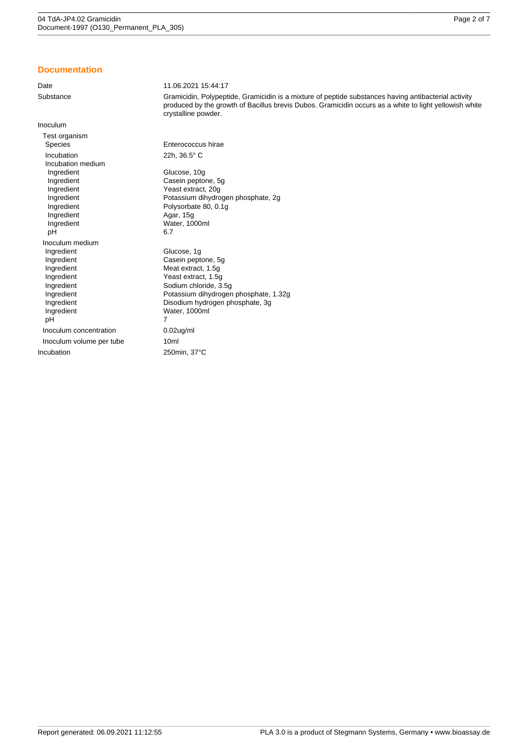## Documentation

| | |
|---|---|
| Date | 11.06.2021 15:44:17 |
| Substance | Gramicidin, Polypeptide, Gramicidin is a mixture of peptide substances having antibacterial activity produced by the growth of Bacillus brevis Dubos. Gramicidin occurs as a white to light yellowish white crystalline powder. |
| Inoculum | |
| Test organism | |
| Species | Enterococcus hirae |
| Incubation | 22h, 36.5° C |
| Incubation medium | |
| Ingredient | Glucose, 10g |
| Ingredient | Casein peptone, 5g |
| Ingredient | Yeast extract, 20g |
| Ingredient | Potassium dihydrogen phosphate, 2g |
| Ingredient | Polysorbate 80, 0.1g |
| Ingredient | Agar, 15g |
| Ingredient | Water, 1000ml |
| pH | 6.7 |
| Inoculum medium | |
| Ingredient | Glucose, 1g |
| Ingredient | Casein peptone, 5g |
| Ingredient | Meat extract, 1.5g |
| Ingredient | Yeast extract, 1.5g |
| Ingredient | Sodium chloride, 3.5g |
| Ingredient | Potassium dihydrogen phosphate, 1.32g |
| Ingredient | Disodium hydrogen phosphate, 3g |
| Ingredient | Water, 1000ml |
| pH | 7 |
| Inoculum concentration | 0.02ug/ml |
| Inoculum volume per tube | 10ml |
| Incubation | 250min, 37°C |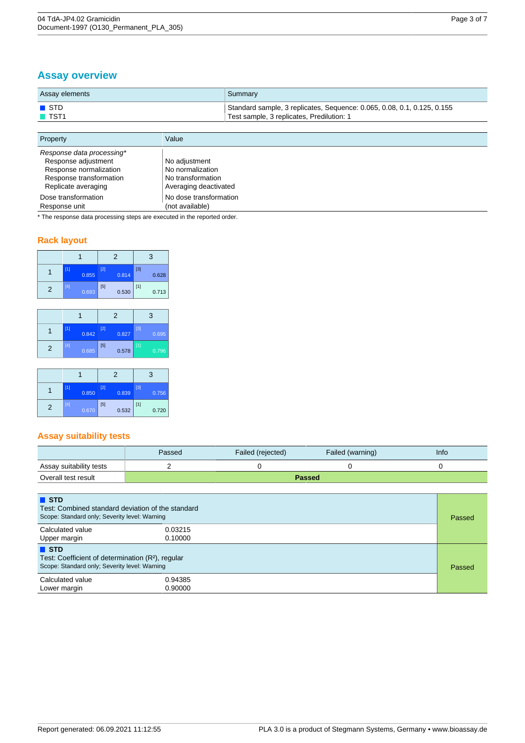## Assay overview

| Assay elements | Summary |
|---|---|
| STD | Standard sample, 3 replicates, Sequence: 0.065, 0.08, 0.1, 0.125, 0.155 |
| TST1 | Test sample, 3 replicates, Predilution: 1 |

| Property | Value |
|---|---|
| *Response data processing** | |
| Response adjustment | No adjustment |
| Response normalization | No normalization |
| Response transformation | No transformation |
| Replicate averaging | Averaging deactivated |
| Dose transformation | No dose transformation |
| Response unit | (not available) |

* The response data processing steps are executed in the reported order.

### Rack layout

| | 1 | 2 | 3 |
|---|---|---|---|
| 1 | [1] 0.855 | [2] 0.814 | [3] 0.628 |
| 2 | [4] 0.693 | [5] 0.530 | [1] 0.713 |

| | 1 | 2 | 3 |
|---|---|---|---|
| 1 | [1] 0.842 | [2] 0.827 | [3] 0.695 |
| 2 | [4] 0.685 | [5] 0.578 | [1] 0.796 |

| | 1 | 2 | 3 |
|---|---|---|---|
| 1 | [1] 0.850 | [2] 0.839 | [3] 0.756 |
| 2 | [4] 0.670 | [5] 0.532 | [1] 0.720 |

### Assay suitability tests

| | Passed | Failed (rejected) | Failed (warning) | Info |
|---|---|---|---|---|
| Assay suitability tests | 2 | 0 | 0 | 0 |
| Overall test result | **Passed** | | | |

| **STD** Test: Combined standard deviation of the standard. Scope: Standard only; Severity level: Warning | | Passed |
|---|---|---|
| Calculated value | 0.03215 | |
| Upper margin | 0.10000 | |

| **STD** Test: Coefficient of determination ($R^2$), regular. Scope: Standard only; Severity level: Warning | | Passed |
|---|---|---|
| Calculated value | 0.94385 | |
| Lower margin | 0.90000 | |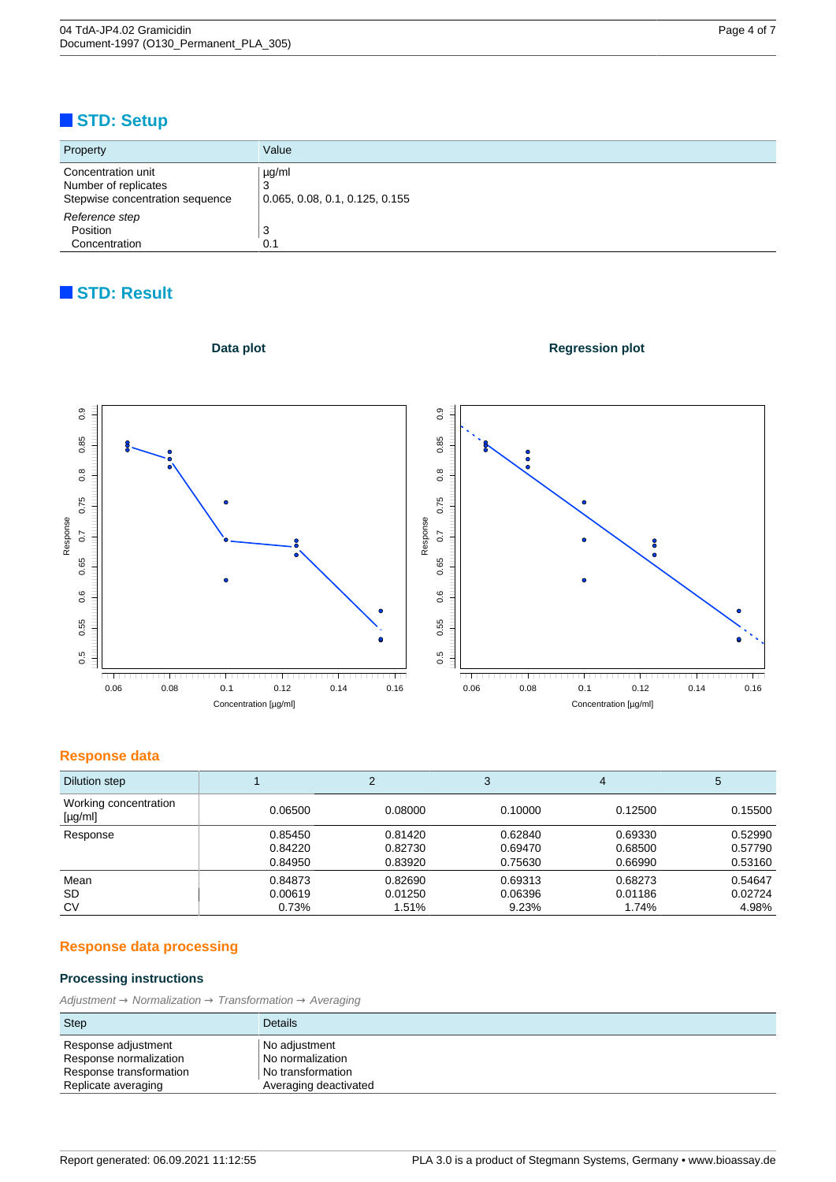## STD: Setup

| Property | Value |
|---|---|
| Concentration unit | µg/ml |
| Number of replicates | 3 |
| Stepwise concentration sequence | 0.065, 0.08, 0.1, 0.125, 0.155 |
| *Reference step* | |
| Position | 3 |
| Concentration | 0.1 |

## STD: Result

**Data plot**

**Regression plot**

### Response data

| Dilution step | 1 | 2 | 3 | 4 | 5 |
|---|---|---|---|---|---|
| Working concentration [µg/ml] | 0.06500 | 0.08000 | 0.10000 | 0.12500 | 0.15500 |
| Response | 0.85450<br>0.84220<br>0.84950 | 0.81420<br>0.82730<br>0.83920 | 0.62840<br>0.69470<br>0.75630 | 0.69330<br>0.68500<br>0.66990 | 0.52990<br>0.57790<br>0.53160 |
| Mean<br>SD<br>CV | 0.84873<br>0.00619<br>0.73% | 0.82690<br>0.01250<br>1.51% | 0.69313<br>0.06396<br>9.23% | 0.68273<br>0.01186<br>1.74% | 0.54647<br>0.02724<br>4.98% |

### Response data processing

#### Processing instructions

*Adjustment → Normalization → Transformation → Averaging*

| Step | Details |
|---|---|
| Response adjustment | No adjustment |
| Response normalization | No normalization |
| Response transformation | No transformation |
| Replicate averaging | Averaging deactivated |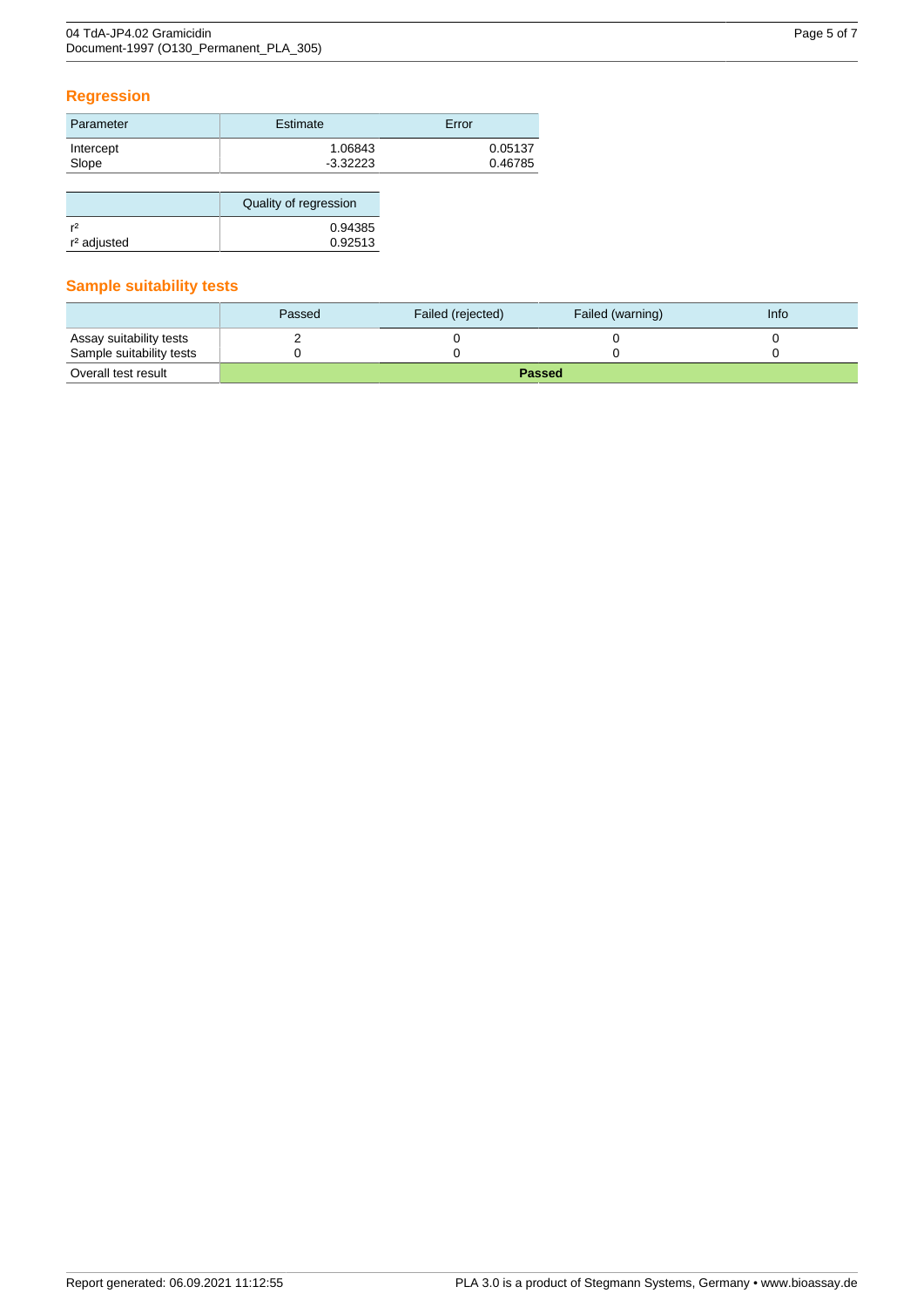## Regression

| Parameter | Estimate | Error |
|---|---|---|
| Intercept | 1.06843 | 0.05137 |
| Slope | -3.32223 | 0.46785 |

| | Quality of regression |
|---|---|
| $r^2$ | 0.94385 |
| $r^2$ adjusted | 0.92513 |

## Sample suitability tests

| | Passed | Failed (rejected) | Failed (warning) | Info |
|---|---|---|---|---|
| Assay suitability tests | 2 | 0 | 0 | 0 |
| Sample suitability tests | 0 | 0 | 0 | 0 |
| Overall test result | **Passed** | | | |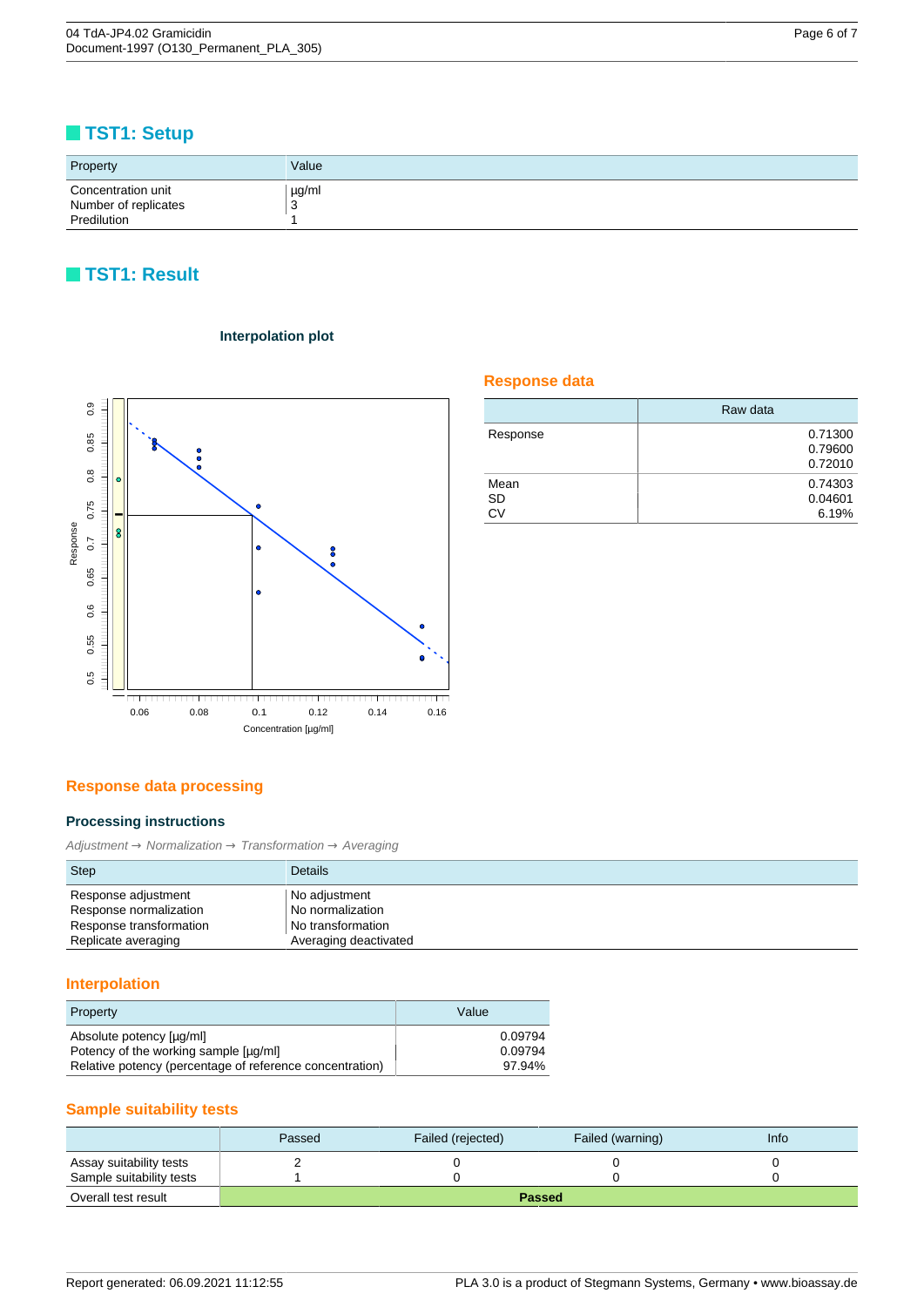## TST1: Setup

| Property | Value |
| --- | --- |
| Concentration unit | µg/ml |
| Number of replicates | 3 |
| Predilution | 1 |

## TST1: Result

**Interpolation plot**

### Response data

| | Raw data |
| --- | --- |
| Response | 0.71300<br>0.79600<br>0.72010 |
| Mean | 0.74303 |
| SD | 0.04601 |
| CV | 6.19% |

### Response data processing

**Processing instructions**

*Adjustment → Normalization → Transformation → Averaging*

| Step | Details |
| --- | --- |
| Response adjustment | No adjustment |
| Response normalization | No normalization |
| Response transformation | No transformation |
| Replicate averaging | Averaging deactivated |

### Interpolation

| Property | Value |
| --- | --- |
| Absolute potency [µg/ml] | 0.09794 |
| Potency of the working sample [µg/ml] | 0.09794 |
| Relative potency (percentage of reference concentration) | 97.94% |

### Sample suitability tests

| | Passed | Failed (rejected) | Failed (warning) | Info |
| --- | --- | --- | --- | --- |
| Assay suitability tests | 2 | 0 | 0 | 0 |
| Sample suitability tests | 1 | 0 | 0 | 0 |
| Overall test result | **Passed** | | | |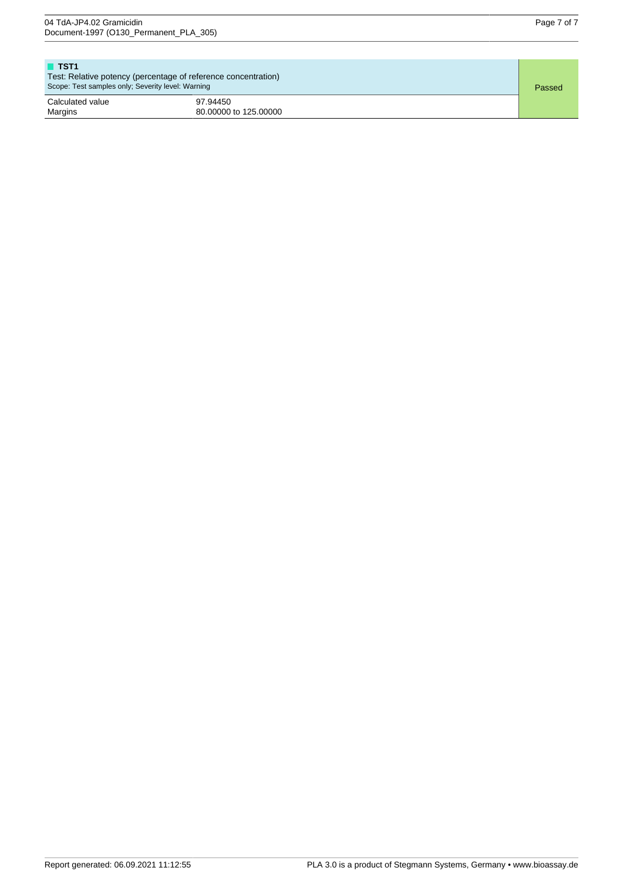| **TST1**<br>Test: Relative potency (percentage of reference concentration)<br>Scope: Test samples only; Severity level: Warning | | Passed |
| --- | --- | --- |
| Calculated value | 97.94450 | |
| Margins | 80.00000 to 125.00000 | |